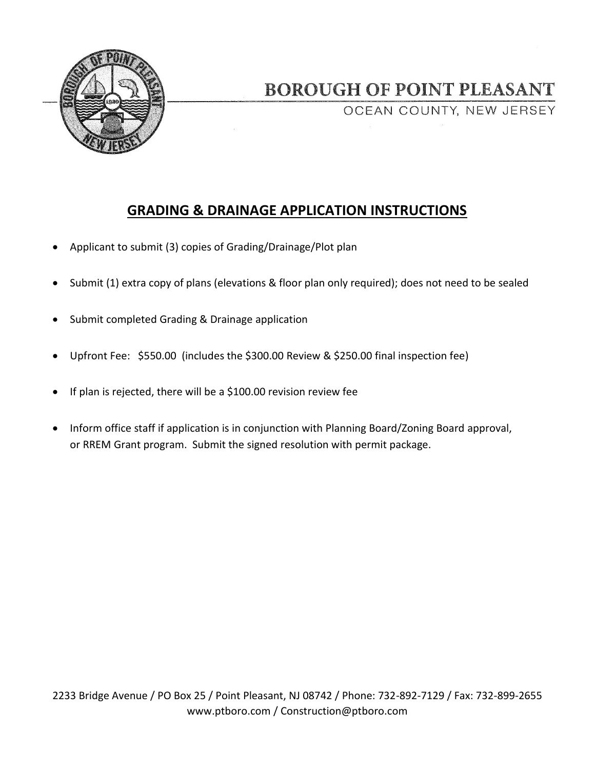# BOROUGH OF POINT PLEASANT

OCEAN COUNTY, NEW JERSEY

## GRADING & DRAINAGE APPLICATION INSTRUCTIONS

- Applicant to submit (3) copies of Grading/Drainage/Plot plan
- Submit (1) extra copy of plans (elevations & floor plan only required); does not need to be sealed
- Submit completed Grading & Drainage application
- Upfront Fee: $550.00 (includes the $300.00 Review & $250.00 final inspection fee)
- If plan is rejected, there will be a $100.00 revision review fee
- Inform office staff if application is in conjunction with Planning Board/Zoning Board approval, or RREM Grant program. Submit the signed resolution with permit package.

2233 Bridge Avenue / PO Box 25 / Point Pleasant, NJ 08742 / Phone: 732-892-7129 / Fax: 732-899-2655
www.ptboro.com / Construction@ptboro.com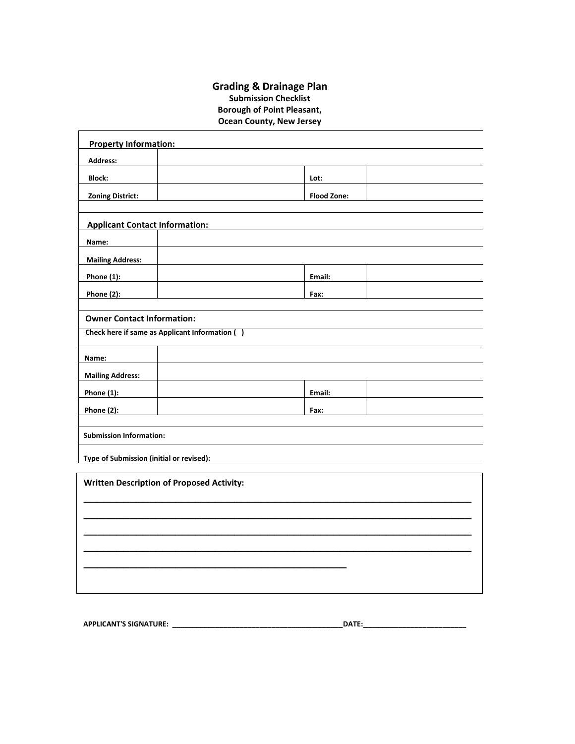# Grading & Drainage Plan

**Submission Checklist**
**Borough of Point Pleasant,**
**Ocean County, New Jersey**

| **Property Information:** | | | |
|---|---|---|---|
| **Address:** | | | |
| **Block:** | | **Lot:** | |
| **Zoning District:** | | **Flood Zone:** | |

| **Applicant Contact Information:** | | | |
|---|---|---|---|
| **Name:** | | | |
| **Mailing Address:** | | | |
| **Phone (1):** | | **Email:** | |
| **Phone (2):** | | **Fax:** | |

| **Owner Contact Information:** | | | |
|---|---|---|---|
| **Check here if same as Applicant Information ( )** | | | |
| **Name:** | | | |
| **Mailing Address:** | | | |
| **Phone (1):** | | **Email:** | |
| **Phone (2):** | | **Fax:** | |

| **Submission Information:** |
|---|
| **Type of Submission (initial or revised):** |

**Written Description of Proposed Activity:**

______________________________________________________________________________

______________________________________________________________________________

______________________________________________________________________________

______________________________________________________________________________

____________________________________________________

**APPLICANT'S SIGNATURE:** ____________________________________________**DATE:**__________________________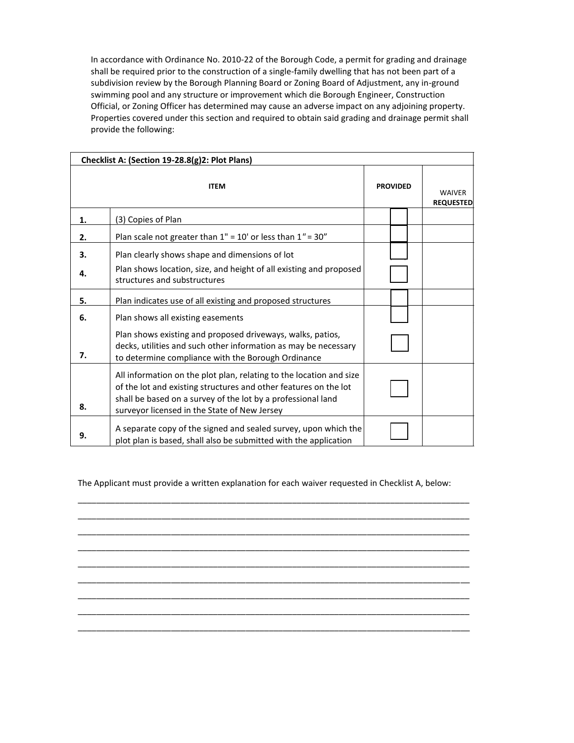In accordance with Ordinance No. 2010-22 of the Borough Code, a permit for grading and drainage shall be required prior to the construction of a single-family dwelling that has not been part of a subdivision review by the Borough Planning Board or Zoning Board of Adjustment, any in-ground swimming pool and any structure or improvement which die Borough Engineer, Construction Official, or Zoning Officer has determined may cause an adverse impact on any adjoining property. Properties covered under this section and required to obtain said grading and drainage permit shall provide the following:

| **Checklist A: (Section 19-28.8(g)2: Plot Plans)** | | | |
|---|---|---|---|
| | **ITEM** | **PROVIDED** | WAIVER **REQUESTED** |
| **1.** | (3) Copies of Plan | ☐ | |
| **2.** | Plan scale not greater than 1" = 10' or less than 1" = 30" | ☐ | |
| **3.** | Plan clearly shows shape and dimensions of lot | ☐ | |
| **4.** | Plan shows location, size, and height of all existing and proposed structures and substructures | ☐ | |
| **5.** | Plan indicates use of all existing and proposed structures | ☐ | |
| **6.** | Plan shows all existing easements | ☐ | |
| **7.** | Plan shows existing and proposed driveways, walks, patios, decks, utilities and such other information as may be necessary to determine compliance with the Borough Ordinance | ☐ | |
| **8.** | All information on the plot plan, relating to the location and size of the lot and existing structures and other features on the lot shall be based on a survey of the lot by a professional land surveyor licensed in the State of New Jersey | ☐ | |
| **9.** | A separate copy of the signed and sealed survey, upon which the plot plan is based, shall also be submitted with the application | ☐ | |

The Applicant must provide a written explanation for each waiver requested in Checklist A, below:

\_\_\_\_\_\_\_\_\_\_\_\_\_\_\_\_\_\_\_\_\_\_\_\_\_\_\_\_\_\_\_\_\_\_\_\_\_\_\_\_\_\_\_\_\_\_\_\_\_\_\_\_\_\_\_\_\_\_\_\_\_\_\_\_\_\_\_\_\_\_\_\_\_\_\_\_\_\_

\_\_\_\_\_\_\_\_\_\_\_\_\_\_\_\_\_\_\_\_\_\_\_\_\_\_\_\_\_\_\_\_\_\_\_\_\_\_\_\_\_\_\_\_\_\_\_\_\_\_\_\_\_\_\_\_\_\_\_\_\_\_\_\_\_\_\_\_\_\_\_\_\_\_\_\_\_\_

\_\_\_\_\_\_\_\_\_\_\_\_\_\_\_\_\_\_\_\_\_\_\_\_\_\_\_\_\_\_\_\_\_\_\_\_\_\_\_\_\_\_\_\_\_\_\_\_\_\_\_\_\_\_\_\_\_\_\_\_\_\_\_\_\_\_\_\_\_\_\_\_\_\_\_\_\_\_

\_\_\_\_\_\_\_\_\_\_\_\_\_\_\_\_\_\_\_\_\_\_\_\_\_\_\_\_\_\_\_\_\_\_\_\_\_\_\_\_\_\_\_\_\_\_\_\_\_\_\_\_\_\_\_\_\_\_\_\_\_\_\_\_\_\_\_\_\_\_\_\_\_\_\_\_\_\_

\_\_\_\_\_\_\_\_\_\_\_\_\_\_\_\_\_\_\_\_\_\_\_\_\_\_\_\_\_\_\_\_\_\_\_\_\_\_\_\_\_\_\_\_\_\_\_\_\_\_\_\_\_\_\_\_\_\_\_\_\_\_\_\_\_\_\_\_\_\_\_\_\_\_\_\_\_\_

\_\_\_\_\_\_\_\_\_\_\_\_\_\_\_\_\_\_\_\_\_\_\_\_\_\_\_\_\_\_\_\_\_\_\_\_\_\_\_\_\_\_\_\_\_\_\_\_\_\_\_\_\_\_\_\_\_\_\_\_\_\_\_\_\_\_\_\_\_\_\_\_\_\_\_\_\_\_

\_\_\_\_\_\_\_\_\_\_\_\_\_\_\_\_\_\_\_\_\_\_\_\_\_\_\_\_\_\_\_\_\_\_\_\_\_\_\_\_\_\_\_\_\_\_\_\_\_\_\_\_\_\_\_\_\_\_\_\_\_\_\_\_\_\_\_\_\_\_\_\_\_\_\_\_\_\_

\_\_\_\_\_\_\_\_\_\_\_\_\_\_\_\_\_\_\_\_\_\_\_\_\_\_\_\_\_\_\_\_\_\_\_\_\_\_\_\_\_\_\_\_\_\_\_\_\_\_\_\_\_\_\_\_\_\_\_\_\_\_\_\_\_\_\_\_\_\_\_\_\_\_\_\_\_\_

\_\_\_\_\_\_\_\_\_\_\_\_\_\_\_\_\_\_\_\_\_\_\_\_\_\_\_\_\_\_\_\_\_\_\_\_\_\_\_\_\_\_\_\_\_\_\_\_\_\_\_\_\_\_\_\_\_\_\_\_\_\_\_\_\_\_\_\_\_\_\_\_\_\_\_\_\_\_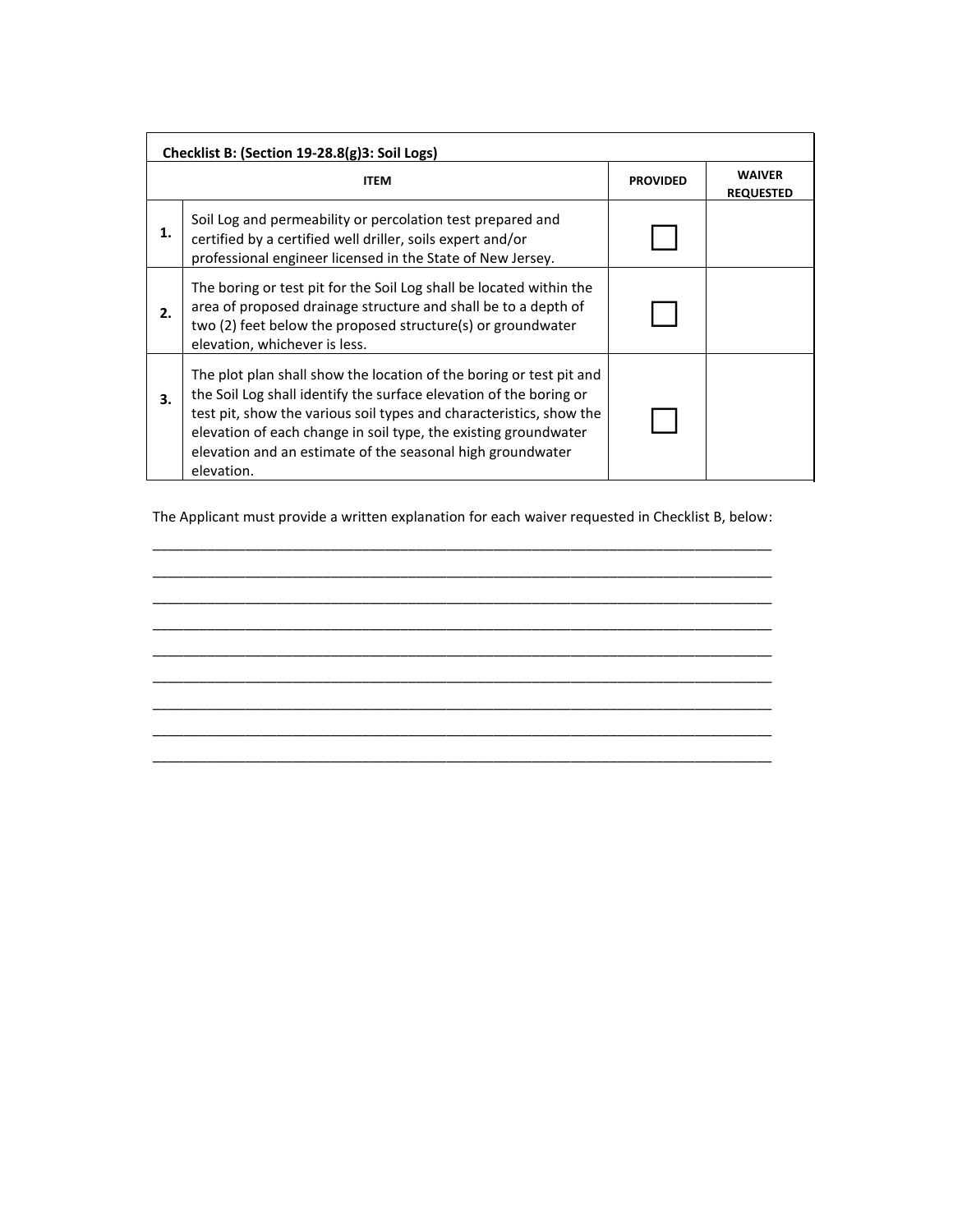| Checklist B: (Section 19-28.8(g)3: Soil Logs) | | | |
|---|---|---|---|
| | **ITEM** | **PROVIDED** | **WAIVER REQUESTED** |
| **1.** | Soil Log and permeability or percolation test prepared and certified by a certified well driller, soils expert and/or professional engineer licensed in the State of New Jersey. | ☐ | |
| **2.** | The boring or test pit for the Soil Log shall be located within the area of proposed drainage structure and shall be to a depth of two (2) feet below the proposed structure(s) or groundwater elevation, whichever is less. | ☐ | |
| **3.** | The plot plan shall show the location of the boring or test pit and the Soil Log shall identify the surface elevation of the boring or test pit, show the various soil types and characteristics, show the elevation of each change in soil type, the existing groundwater elevation and an estimate of the seasonal high groundwater elevation. | ☐ | |

The Applicant must provide a written explanation for each waiver requested in Checklist B, below:

\_\_\_\_\_\_\_\_\_\_\_\_\_\_\_\_\_\_\_\_\_\_\_\_\_\_\_\_\_\_\_\_\_\_\_\_\_\_\_\_\_\_\_\_\_\_\_\_\_\_\_\_\_\_\_\_\_\_\_\_\_\_\_\_\_\_\_\_\_\_\_\_\_\_\_\_\_\_

\_\_\_\_\_\_\_\_\_\_\_\_\_\_\_\_\_\_\_\_\_\_\_\_\_\_\_\_\_\_\_\_\_\_\_\_\_\_\_\_\_\_\_\_\_\_\_\_\_\_\_\_\_\_\_\_\_\_\_\_\_\_\_\_\_\_\_\_\_\_\_\_\_\_\_\_\_\_

\_\_\_\_\_\_\_\_\_\_\_\_\_\_\_\_\_\_\_\_\_\_\_\_\_\_\_\_\_\_\_\_\_\_\_\_\_\_\_\_\_\_\_\_\_\_\_\_\_\_\_\_\_\_\_\_\_\_\_\_\_\_\_\_\_\_\_\_\_\_\_\_\_\_\_\_\_\_

\_\_\_\_\_\_\_\_\_\_\_\_\_\_\_\_\_\_\_\_\_\_\_\_\_\_\_\_\_\_\_\_\_\_\_\_\_\_\_\_\_\_\_\_\_\_\_\_\_\_\_\_\_\_\_\_\_\_\_\_\_\_\_\_\_\_\_\_\_\_\_\_\_\_\_\_\_\_

\_\_\_\_\_\_\_\_\_\_\_\_\_\_\_\_\_\_\_\_\_\_\_\_\_\_\_\_\_\_\_\_\_\_\_\_\_\_\_\_\_\_\_\_\_\_\_\_\_\_\_\_\_\_\_\_\_\_\_\_\_\_\_\_\_\_\_\_\_\_\_\_\_\_\_\_\_\_

\_\_\_\_\_\_\_\_\_\_\_\_\_\_\_\_\_\_\_\_\_\_\_\_\_\_\_\_\_\_\_\_\_\_\_\_\_\_\_\_\_\_\_\_\_\_\_\_\_\_\_\_\_\_\_\_\_\_\_\_\_\_\_\_\_\_\_\_\_\_\_\_\_\_\_\_\_\_

\_\_\_\_\_\_\_\_\_\_\_\_\_\_\_\_\_\_\_\_\_\_\_\_\_\_\_\_\_\_\_\_\_\_\_\_\_\_\_\_\_\_\_\_\_\_\_\_\_\_\_\_\_\_\_\_\_\_\_\_\_\_\_\_\_\_\_\_\_\_\_\_\_\_\_\_\_\_

\_\_\_\_\_\_\_\_\_\_\_\_\_\_\_\_\_\_\_\_\_\_\_\_\_\_\_\_\_\_\_\_\_\_\_\_\_\_\_\_\_\_\_\_\_\_\_\_\_\_\_\_\_\_\_\_\_\_\_\_\_\_\_\_\_\_\_\_\_\_\_\_\_\_\_\_\_\_

\_\_\_\_\_\_\_\_\_\_\_\_\_\_\_\_\_\_\_\_\_\_\_\_\_\_\_\_\_\_\_\_\_\_\_\_\_\_\_\_\_\_\_\_\_\_\_\_\_\_\_\_\_\_\_\_\_\_\_\_\_\_\_\_\_\_\_\_\_\_\_\_\_\_\_\_\_\_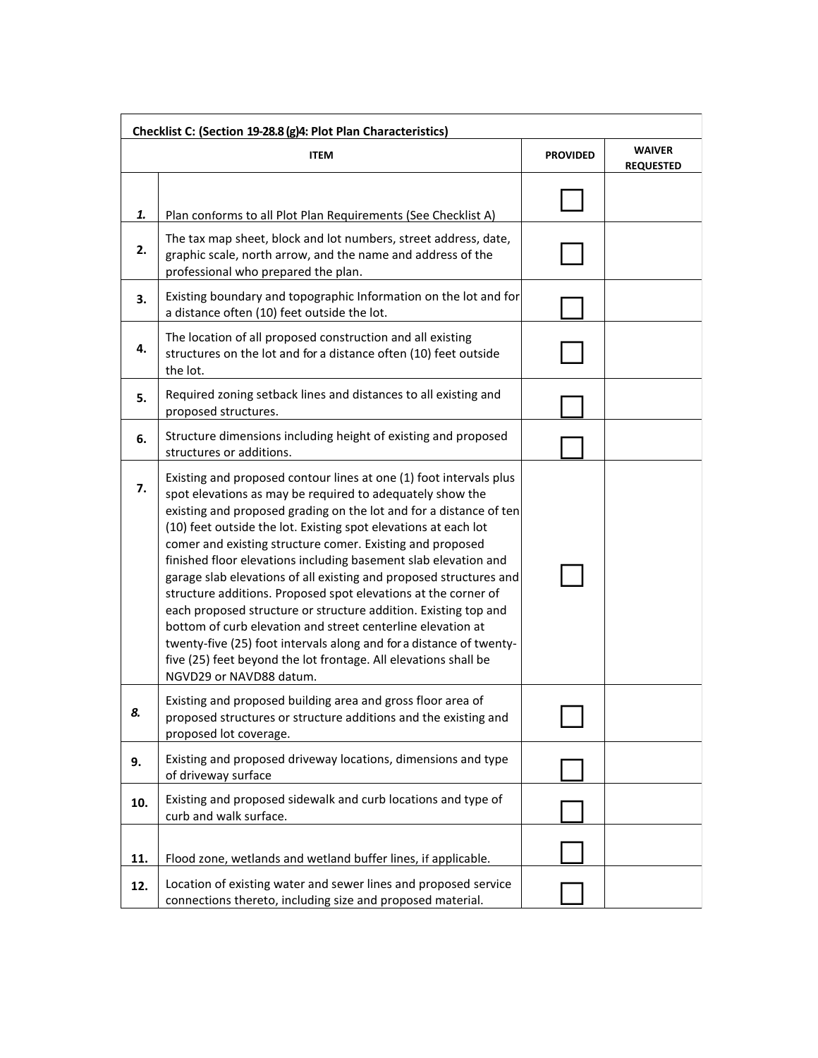| **Checklist C: (Section 19-28.8 (g)4: Plot Plan Characteristics)** | | | |
|---|---|---|---|
| | **ITEM** | **PROVIDED** | **WAIVER REQUESTED** |
| ***1.*** | Plan conforms to all Plot Plan Requirements (See Checklist A) | ☐ | |
| **2.** | The tax map sheet, block and lot numbers, street address, date, graphic scale, north arrow, and the name and address of the professional who prepared the plan. | ☐ | |
| **3.** | Existing boundary and topographic Information on the lot and for a distance often (10) feet outside the lot. | ☐ | |
| **4.** | The location of all proposed construction and all existing structures on the lot and for a distance often (10) feet outside the lot. | ☐ | |
| **5.** | Required zoning setback lines and distances to all existing and proposed structures. | ☐ | |
| **6.** | Structure dimensions including height of existing and proposed structures or additions. | ☐ | |
| **7.** | Existing and proposed contour lines at one (1) foot intervals plus spot elevations as may be required to adequately show the existing and proposed grading on the lot and for a distance of ten (10) feet outside the lot. Existing spot elevations at each lot comer and existing structure comer. Existing and proposed finished floor elevations including basement slab elevation and garage slab elevations of all existing and proposed structures and structure additions. Proposed spot elevations at the corner of each proposed structure or structure addition. Existing top and bottom of curb elevation and street centerline elevation at twenty-five (25) foot intervals along and for a distance of twenty-five (25) feet beyond the lot frontage. All elevations shall be NGVD29 or NAVD88 datum. | ☐ | |
| ***8.*** | Existing and proposed building area and gross floor area of proposed structures or structure additions and the existing and proposed lot coverage. | ☐ | |
| **9.** | Existing and proposed driveway locations, dimensions and type of driveway surface | ☐ | |
| **10.** | Existing and proposed sidewalk and curb locations and type of curb and walk surface. | ☐ | |
| **11.** | Flood zone, wetlands and wetland buffer lines, if applicable. | ☐ | |
| **12.** | Location of existing water and sewer lines and proposed service connections thereto, including size and proposed material. | ☐ | |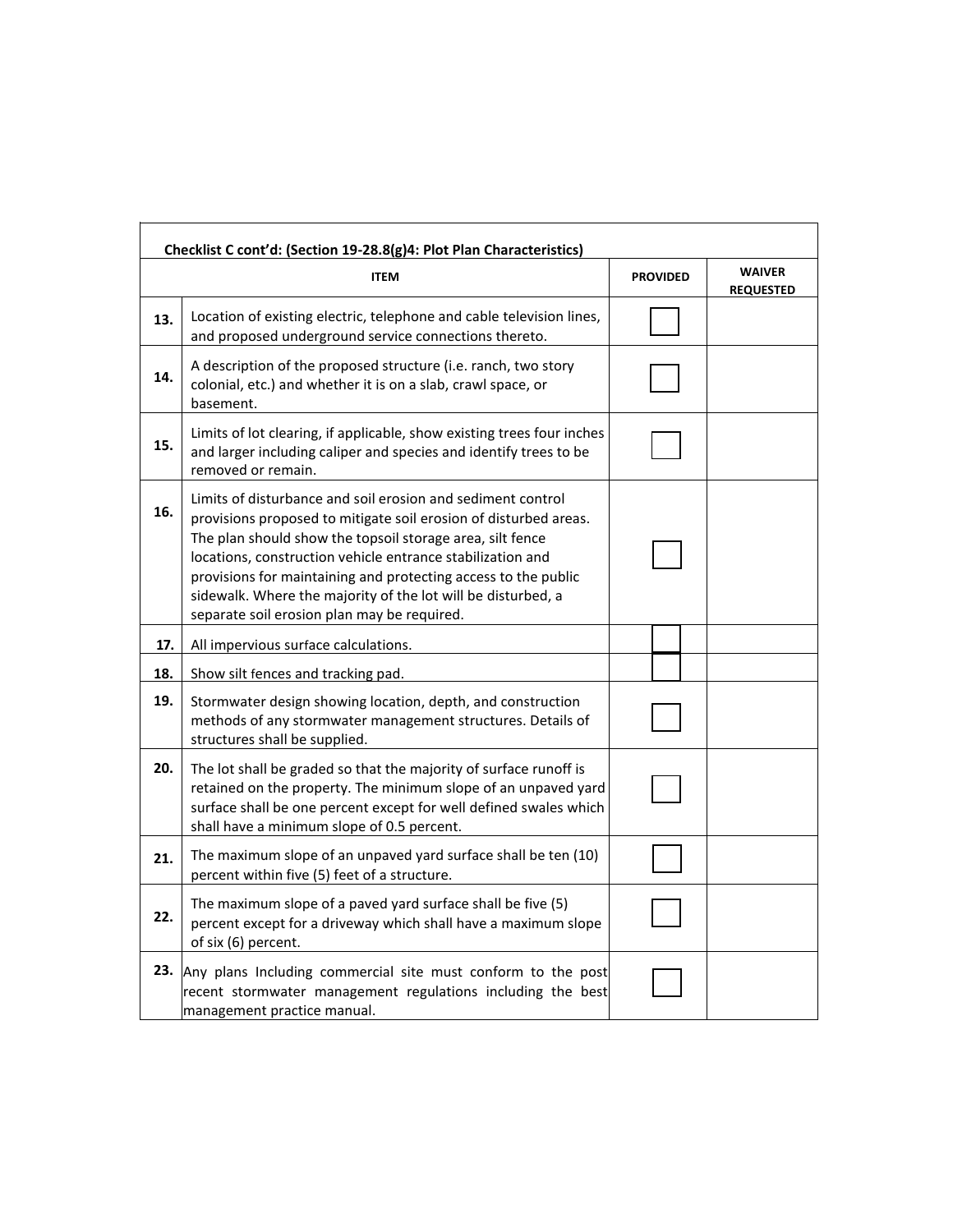| Checklist C cont'd: (Section 19-28.8(g)4: Plot Plan Characteristics) | | | |
|---|---|---|---|
| | **ITEM** | **PROVIDED** | **WAIVER REQUESTED** |
| **13.** | Location of existing electric, telephone and cable television lines, and proposed underground service connections thereto. | ☐ | |
| **14.** | A description of the proposed structure (i.e. ranch, two story colonial, etc.) and whether it is on a slab, crawl space, or basement. | ☐ | |
| **15.** | Limits of lot clearing, if applicable, show existing trees four inches and larger including caliper and species and identify trees to be removed or remain. | ☐ | |
| **16.** | Limits of disturbance and soil erosion and sediment control provisions proposed to mitigate soil erosion of disturbed areas. The plan should show the topsoil storage area, silt fence locations, construction vehicle entrance stabilization and provisions for maintaining and protecting access to the public sidewalk. Where the majority of the lot will be disturbed, a separate soil erosion plan may be required. | ☐ | |
| **17.** | All impervious surface calculations. | ☐ | |
| **18.** | Show silt fences and tracking pad. | ☐ | |
| **19.** | Stormwater design showing location, depth, and construction methods of any stormwater management structures. Details of structures shall be supplied. | ☐ | |
| **20.** | The lot shall be graded so that the majority of surface runoff is retained on the property. The minimum slope of an unpaved yard surface shall be one percent except for well defined swales which shall have a minimum slope of 0.5 percent. | ☐ | |
| **21.** | The maximum slope of an unpaved yard surface shall be ten (10) percent within five (5) feet of a structure. | ☐ | |
| **22.** | The maximum slope of a paved yard surface shall be five (5) percent except for a driveway which shall have a maximum slope of six (6) percent. | ☐ | |
| **23.** | Any plans Including commercial site must conform to the post recent stormwater management regulations including the best management practice manual. | ☐ | |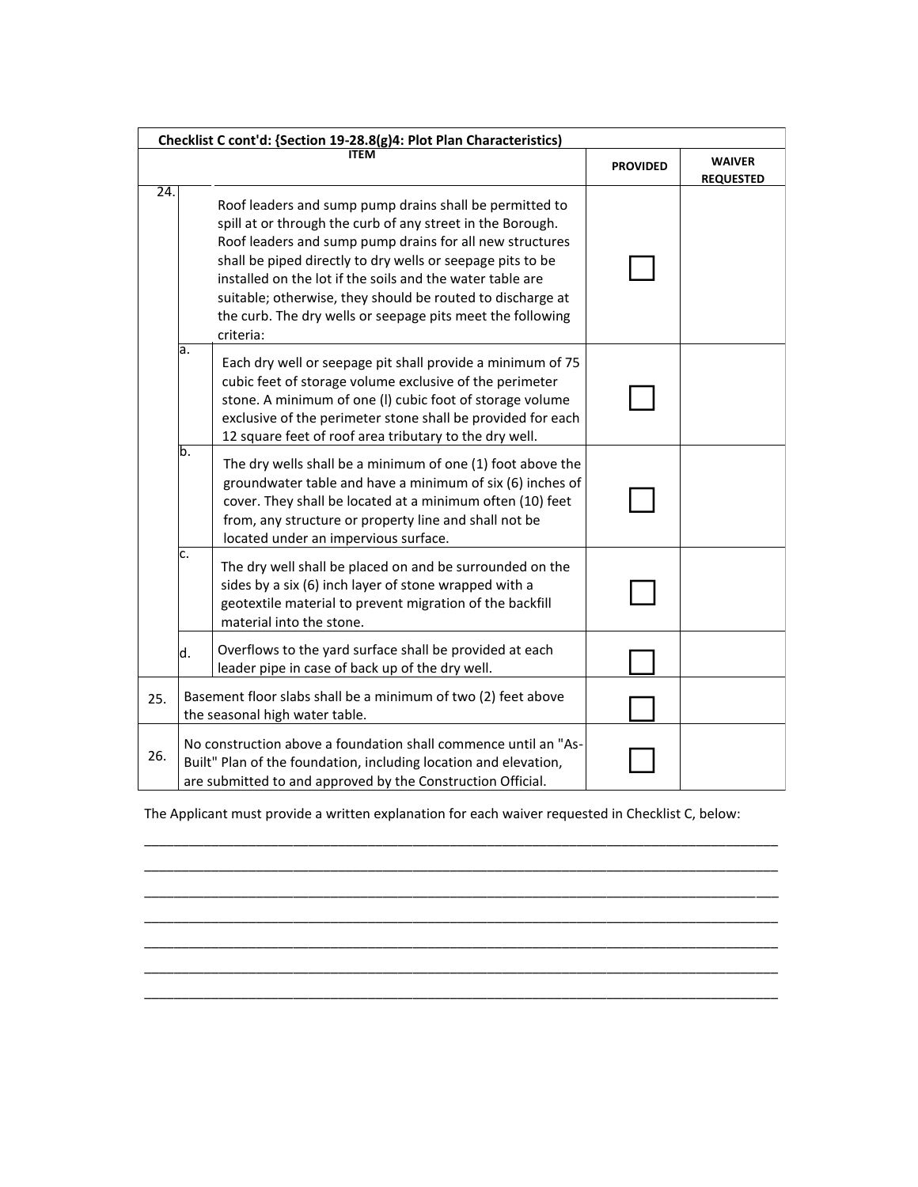| Checklist C cont'd: {Section 19-28.8(g)4: Plot Plan Characteristics) | | | | |
|---|---|---|---|---|
| | | **ITEM** | **PROVIDED** | **WAIVER REQUESTED** |
| 24. | | Roof leaders and sump pump drains shall be permitted to spill at or through the curb of any street in the Borough. Roof leaders and sump pump drains for all new structures shall be piped directly to dry wells or seepage pits to be installed on the lot if the soils and the water table are suitable; otherwise, they should be routed to discharge at the curb. The dry wells or seepage pits meet the following criteria: | ☐ | |
| | a. | Each dry well or seepage pit shall provide a minimum of 75 cubic feet of storage volume exclusive of the perimeter stone. A minimum of one (l) cubic foot of storage volume exclusive of the perimeter stone shall be provided for each 12 square feet of roof area tributary to the dry well. | ☐ | |
| | b. | The dry wells shall be a minimum of one (1) foot above the groundwater table and have a minimum of six (6) inches of cover. They shall be located at a minimum often (10) feet from, any structure or property line and shall not be located under an impervious surface. | ☐ | |
| | c. | The dry well shall be placed on and be surrounded on the sides by a six (6) inch layer of stone wrapped with a geotextile material to prevent migration of the backfill material into the stone. | ☐ | |
| | d. | Overflows to the yard surface shall be provided at each leader pipe in case of back up of the dry well. | ☐ | |
| 25. | | Basement floor slabs shall be a minimum of two (2) feet above the seasonal high water table. | ☐ | |
| 26. | | No construction above a foundation shall commence until an "As-Built" Plan of the foundation, including location and elevation, are submitted to and approved by the Construction Official. | ☐ | |

The Applicant must provide a written explanation for each waiver requested in Checklist C, below:

______________________________________________________________________________

______________________________________________________________________________

______________________________________________________________________________

______________________________________________________________________________

______________________________________________________________________________

______________________________________________________________________________

______________________________________________________________________________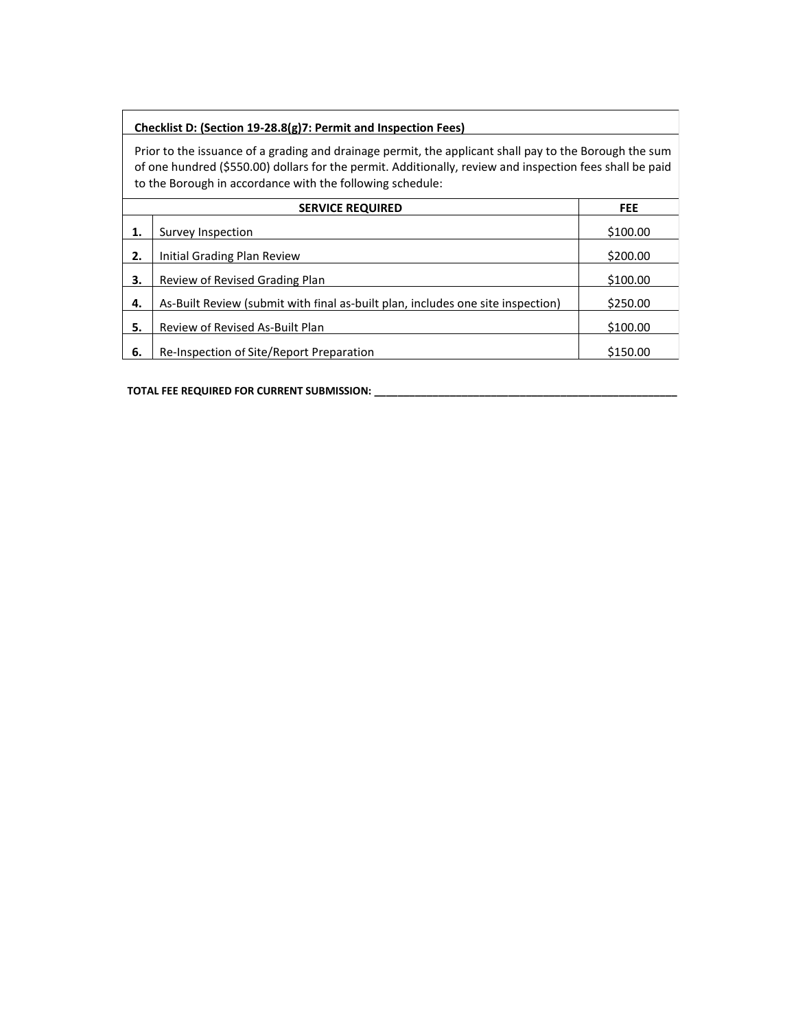**Checklist D: (Section 19-28.8(g)7: Permit and Inspection Fees)**

Prior to the issuance of a grading and drainage permit, the applicant shall pay to the Borough the sum of one hundred ($550.00) dollars for the permit. Additionally, review and inspection fees shall be paid to the Borough in accordance with the following schedule:

| | **SERVICE REQUIRED** | **FEE** |
|---|---|---|
| **1.** | Survey Inspection | $100.00 |
| **2.** | Initial Grading Plan Review | $200.00 |
| **3.** | Review of Revised Grading Plan | $100.00 |
| **4.** | As-Built Review (submit with final as-built plan, includes one site inspection) | $250.00 |
| **5.** | Review of Revised As-Built Plan | $100.00 |
| **6.** | Re-Inspection of Site/Report Preparation | $150.00 |

**TOTAL FEE REQUIRED FOR CURRENT SUBMISSION: ______________________________________________________**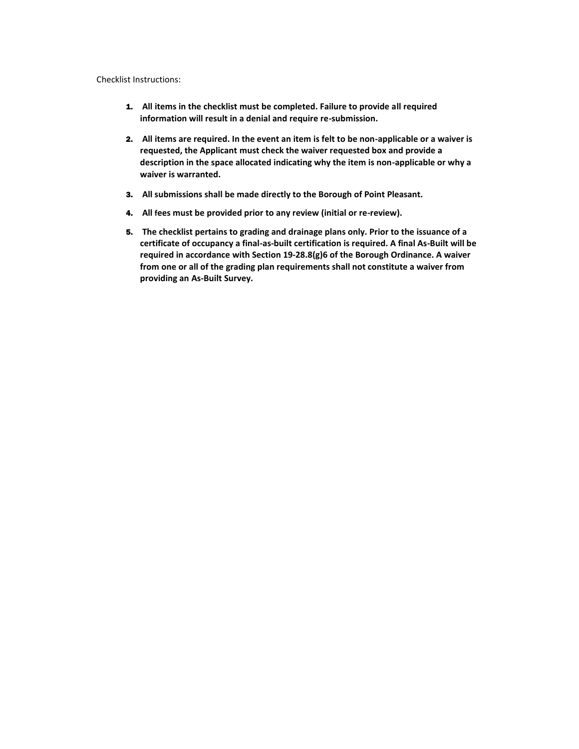Checklist Instructions:

1. **All items in the checklist must be completed. Failure to provide all required information will result in a denial and require re-submission.**
2. **All items are required. In the event an item is felt to be non-applicable or a waiver is requested, the Applicant must check the waiver requested box and provide a description in the space allocated indicating why the item is non-applicable or why a waiver is warranted.**
3. **All submissions shall be made directly to the Borough of Point Pleasant.**
4. **All fees must be provided prior to any review (initial or re-review).**
5. **The checklist pertains to grading and drainage plans only. Prior to the issuance of a certificate of occupancy a final-as-built certification is required. A final As-Built will be required in accordance with Section 19-28.8(g)6 of the Borough Ordinance. A waiver from one or all of the grading plan requirements shall not constitute a waiver from providing an As-Built Survey.**